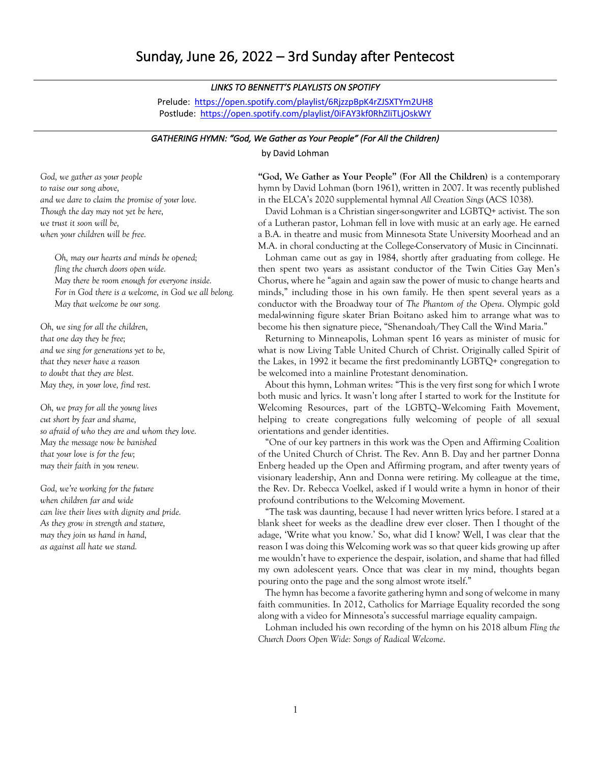# Sunday, June 26, 2022 – 3rd Sunday after Pentecost

---

*LINKS TO BENNETT'S PLAYLISTS ON SPOTIFY*

Prelude: https://open.spotify.com/playlist/6RjzzpBpK4rZJSXTYm2UH8
Postlude: https://open.spotify.com/playlist/0iFAY3kf0RhZliTLjOskWY

---

*GATHERING HYMN: "God, We Gather as Your People" (For All the Children)*

by David Lohman

*God, we gather as your people*
*to raise our song above,*
*and we dare to claim the promise of your love.*
*Though the day may not yet be here,*
*we trust it soon will be,*
*when your children will be free.*

> *Oh, may our hearts and minds be opened;*
> *fling the church doors open wide.*
> *May there be room enough for everyone inside.*
> *For in God there is a welcome, in God we all belong.*
> *May that welcome be our song.*

*Oh, we sing for all the children,*
*that one day they be free;*
*and we sing for generations yet to be,*
*that they never have a reason*
*to doubt that they are blest.*
*May they, in your love, find rest.*

*Oh, we pray for all the young lives*
*cut short by fear and shame,*
*so afraid of who they are and whom they love.*
*May the message now be banished*
*that your love is for the few;*
*may their faith in you renew.*

*God, we're working for the future*
*when children far and wide*
*can live their lives with dignity and pride.*
*As they grow in strength and stature,*
*may they join us hand in hand,*
*as against all hate we stand.*

**"God, We Gather as Your People" (For All the Children)** is a contemporary hymn by David Lohman (born 1961), written in 2007. It was recently published in the ELCA's 2020 supplemental hymnal *All Creation Sings* (ACS 1038).

David Lohman is a Christian singer-songwriter and LGBTQ+ activist. The son of a Lutheran pastor, Lohman fell in love with music at an early age. He earned a B.A. in theatre and music from Minnesota State University Moorhead and an M.A. in choral conducting at the College-Conservatory of Music in Cincinnati.

Lohman came out as gay in 1984, shortly after graduating from college. He then spent two years as assistant conductor of the Twin Cities Gay Men's Chorus, where he "again and again saw the power of music to change hearts and minds," including those in his own family. He then spent several years as a conductor with the Broadway tour of *The Phantom of the Opera*. Olympic gold medal-winning figure skater Brian Boitano asked him to arrange what was to become his then signature piece, "Shenandoah/They Call the Wind Maria."

Returning to Minneapolis, Lohman spent 16 years as minister of music for what is now Living Table United Church of Christ. Originally called Spirit of the Lakes, in 1992 it became the first predominantly LGBTQ+ congregation to be welcomed into a mainline Protestant denomination.

About this hymn, Lohman writes: "This is the very first song for which I wrote both music and lyrics. It wasn't long after I started to work for the Institute for Welcoming Resources, part of the LGBTQ–Welcoming Faith Movement, helping to create congregations fully welcoming of people of all sexual orientations and gender identities.

"One of our key partners in this work was the Open and Affirming Coalition of the United Church of Christ. The Rev. Ann B. Day and her partner Donna Enberg headed up the Open and Affirming program, and after twenty years of visionary leadership, Ann and Donna were retiring. My colleague at the time, the Rev. Dr. Rebecca Voelkel, asked if I would write a hymn in honor of their profound contributions to the Welcoming Movement.

"The task was daunting, because I had never written lyrics before. I stared at a blank sheet for weeks as the deadline drew ever closer. Then I thought of the adage, 'Write what you know.' So, what did I know? Well, I was clear that the reason I was doing this Welcoming work was so that queer kids growing up after me wouldn't have to experience the despair, isolation, and shame that had filled my own adolescent years. Once that was clear in my mind, thoughts began pouring onto the page and the song almost wrote itself."

The hymn has become a favorite gathering hymn and song of welcome in many faith communities. In 2012, Catholics for Marriage Equality recorded the song along with a video for Minnesota's successful marriage equality campaign.

Lohman included his own recording of the hymn on his 2018 album *Fling the Church Doors Open Wide: Songs of Radical Welcome*.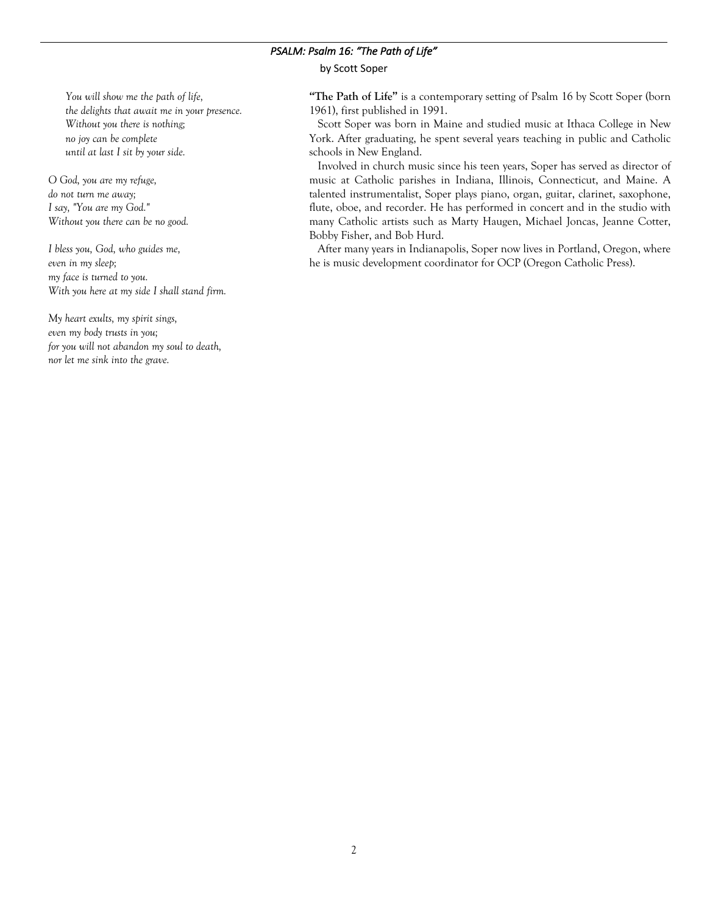## *PSALM: Psalm 16: "The Path of Life"*

by Scott Soper

*You will show me the path of life,*
*the delights that await me in your presence.*
*Without you there is nothing;*
*no joy can be complete*
*until at last I sit by your side.*

*O God, you are my refuge,*
*do not turn me away;*
*I say, "You are my God."*
*Without you there can be no good.*

*I bless you, God, who guides me,*
*even in my sleep;*
*my face is turned to you.*
*With you here at my side I shall stand firm.*

*My heart exults, my spirit sings,*
*even my body trusts in you;*
*for you will not abandon my soul to death,*
*nor let me sink into the grave.*

**"The Path of Life"** is a contemporary setting of Psalm 16 by Scott Soper (born 1961), first published in 1991.

Scott Soper was born in Maine and studied music at Ithaca College in New York. After graduating, he spent several years teaching in public and Catholic schools in New England.

Involved in church music since his teen years, Soper has served as director of music at Catholic parishes in Indiana, Illinois, Connecticut, and Maine. A talented instrumentalist, Soper plays piano, organ, guitar, clarinet, saxophone, flute, oboe, and recorder. He has performed in concert and in the studio with many Catholic artists such as Marty Haugen, Michael Joncas, Jeanne Cotter, Bobby Fisher, and Bob Hurd.

After many years in Indianapolis, Soper now lives in Portland, Oregon, where he is music development coordinator for OCP (Oregon Catholic Press).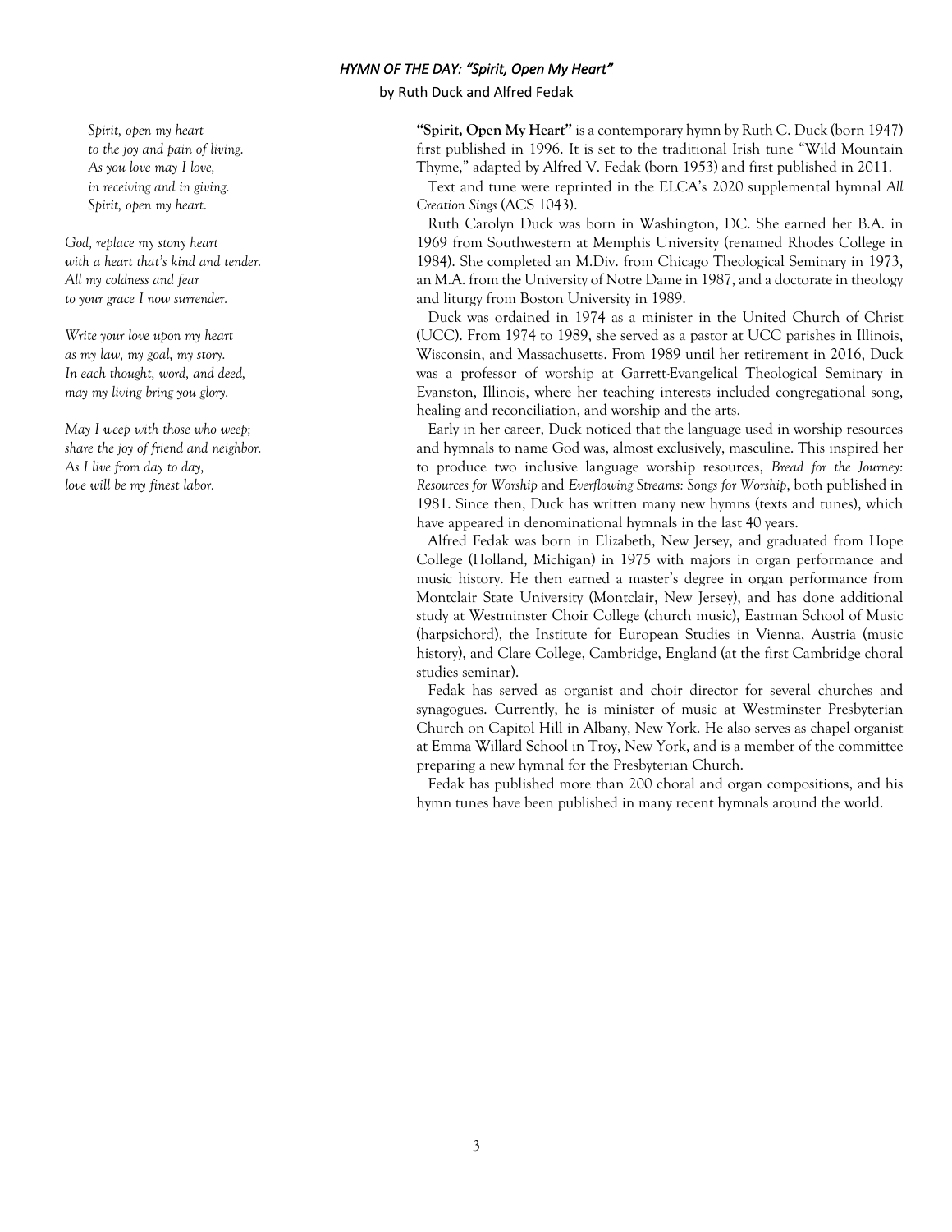## *HYMN OF THE DAY: "Spirit, Open My Heart"*

by Ruth Duck and Alfred Fedak

*Spirit, open my heart*
*to the joy and pain of living.*
*As you love may I love,*
*in receiving and in giving.*
*Spirit, open my heart.*

*God, replace my stony heart*
*with a heart that's kind and tender.*
*All my coldness and fear*
*to your grace I now surrender.*

*Write your love upon my heart*
*as my law, my goal, my story.*
*In each thought, word, and deed,*
*may my living bring you glory.*

*May I weep with those who weep;*
*share the joy of friend and neighbor.*
*As I live from day to day,*
*love will be my finest labor.*

**"Spirit, Open My Heart"** is a contemporary hymn by Ruth C. Duck (born 1947) first published in 1996. It is set to the traditional Irish tune "Wild Mountain Thyme," adapted by Alfred V. Fedak (born 1953) and first published in 2011.

Text and tune were reprinted in the ELCA's 2020 supplemental hymnal *All Creation Sings* (ACS 1043).

Ruth Carolyn Duck was born in Washington, DC. She earned her B.A. in 1969 from Southwestern at Memphis University (renamed Rhodes College in 1984). She completed an M.Div. from Chicago Theological Seminary in 1973, an M.A. from the University of Notre Dame in 1987, and a doctorate in theology and liturgy from Boston University in 1989.

Duck was ordained in 1974 as a minister in the United Church of Christ (UCC). From 1974 to 1989, she served as a pastor at UCC parishes in Illinois, Wisconsin, and Massachusetts. From 1989 until her retirement in 2016, Duck was a professor of worship at Garrett-Evangelical Theological Seminary in Evanston, Illinois, where her teaching interests included congregational song, healing and reconciliation, and worship and the arts.

Early in her career, Duck noticed that the language used in worship resources and hymnals to name God was, almost exclusively, masculine. This inspired her to produce two inclusive language worship resources, *Bread for the Journey: Resources for Worship* and *Everflowing Streams: Songs for Worship*, both published in 1981. Since then, Duck has written many new hymns (texts and tunes), which have appeared in denominational hymnals in the last 40 years.

Alfred Fedak was born in Elizabeth, New Jersey, and graduated from Hope College (Holland, Michigan) in 1975 with majors in organ performance and music history. He then earned a master's degree in organ performance from Montclair State University (Montclair, New Jersey), and has done additional study at Westminster Choir College (church music), Eastman School of Music (harpsichord), the Institute for European Studies in Vienna, Austria (music history), and Clare College, Cambridge, England (at the first Cambridge choral studies seminar).

Fedak has served as organist and choir director for several churches and synagogues. Currently, he is minister of music at Westminster Presbyterian Church on Capitol Hill in Albany, New York. He also serves as chapel organist at Emma Willard School in Troy, New York, and is a member of the committee preparing a new hymnal for the Presbyterian Church.

Fedak has published more than 200 choral and organ compositions, and his hymn tunes have been published in many recent hymnals around the world.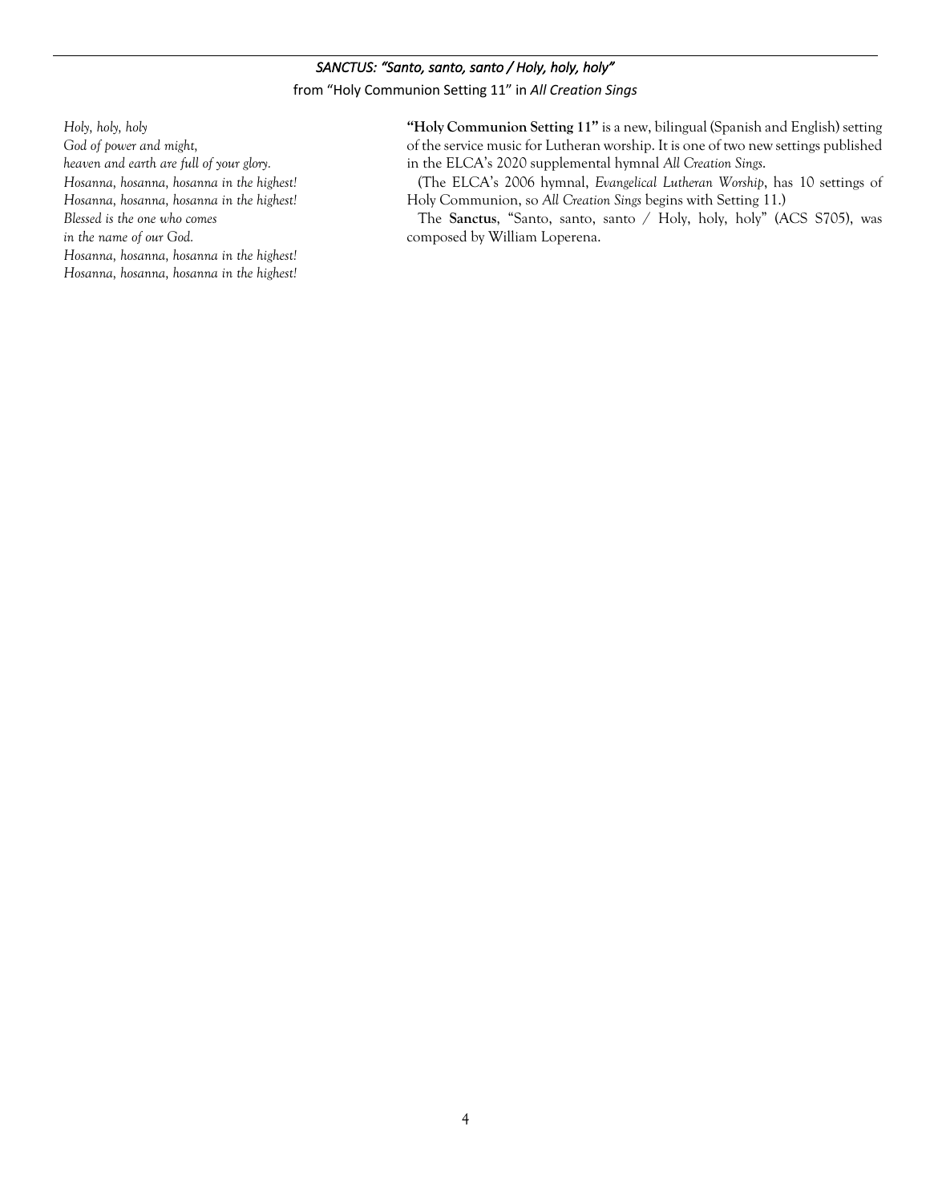## *SANCTUS: "Santo, santo, santo / Holy, holy, holy"*

from "Holy Communion Setting 11" in *All Creation Sings*

*Holy, holy, holy*
*God of power and might,*
*heaven and earth are full of your glory.*
*Hosanna, hosanna, hosanna in the highest!*
*Hosanna, hosanna, hosanna in the highest!*
*Blessed is the one who comes*
*in the name of our God.*
*Hosanna, hosanna, hosanna in the highest!*
*Hosanna, hosanna, hosanna in the highest!*

**"Holy Communion Setting 11"** is a new, bilingual (Spanish and English) setting of the service music for Lutheran worship. It is one of two new settings published in the ELCA's 2020 supplemental hymnal *All Creation Sings*.

(The ELCA's 2006 hymnal, *Evangelical Lutheran Worship*, has 10 settings of Holy Communion, so *All Creation Sings* begins with Setting 11.)

The **Sanctus**, "Santo, santo, santo / Holy, holy, holy" (ACS S705), was composed by William Loperena.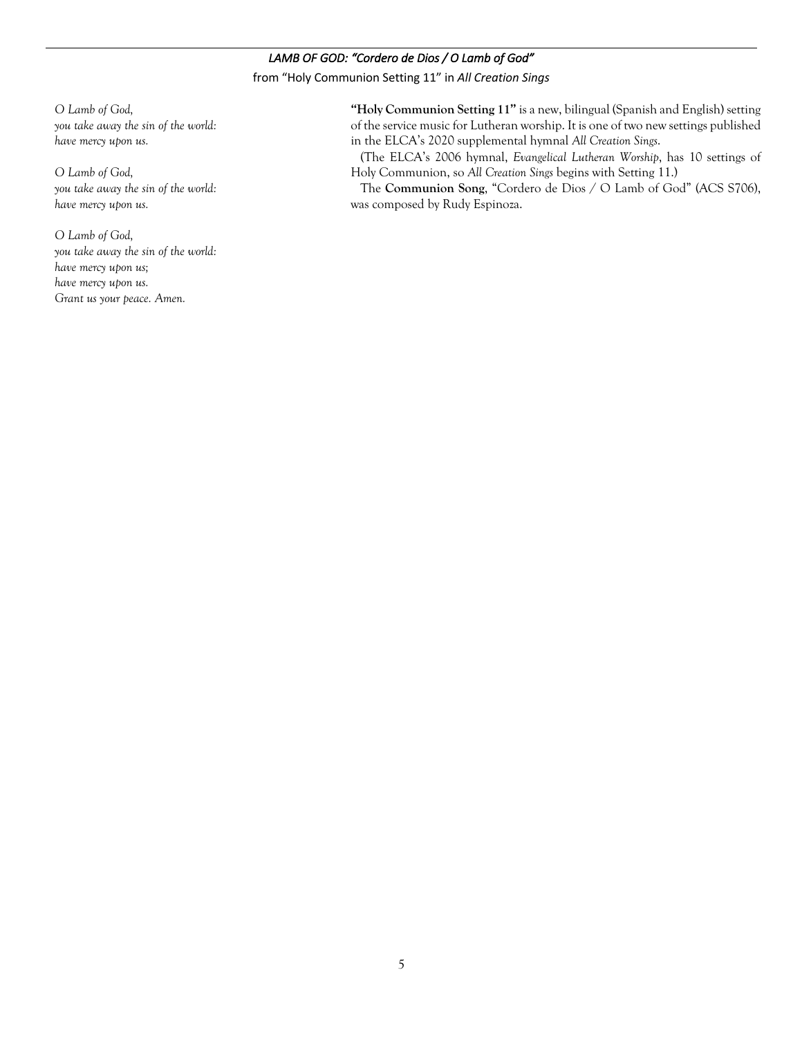## *LAMB OF GOD: "Cordero de Dios / O Lamb of God"*

from "Holy Communion Setting 11" in *All Creation Sings*

*O Lamb of God,*
*you take away the sin of the world:*
*have mercy upon us.*

*O Lamb of God,*
*you take away the sin of the world:*
*have mercy upon us.*

*O Lamb of God,*
*you take away the sin of the world:*
*have mercy upon us;*
*have mercy upon us.*
*Grant us your peace. Amen.*

**"Holy Communion Setting 11"** is a new, bilingual (Spanish and English) setting of the service music for Lutheran worship. It is one of two new settings published in the ELCA's 2020 supplemental hymnal *All Creation Sings*.

(The ELCA's 2006 hymnal, *Evangelical Lutheran Worship*, has 10 settings of Holy Communion, so *All Creation Sings* begins with Setting 11.)

The **Communion Song**, "Cordero de Dios / O Lamb of God" (ACS S706), was composed by Rudy Espinoza.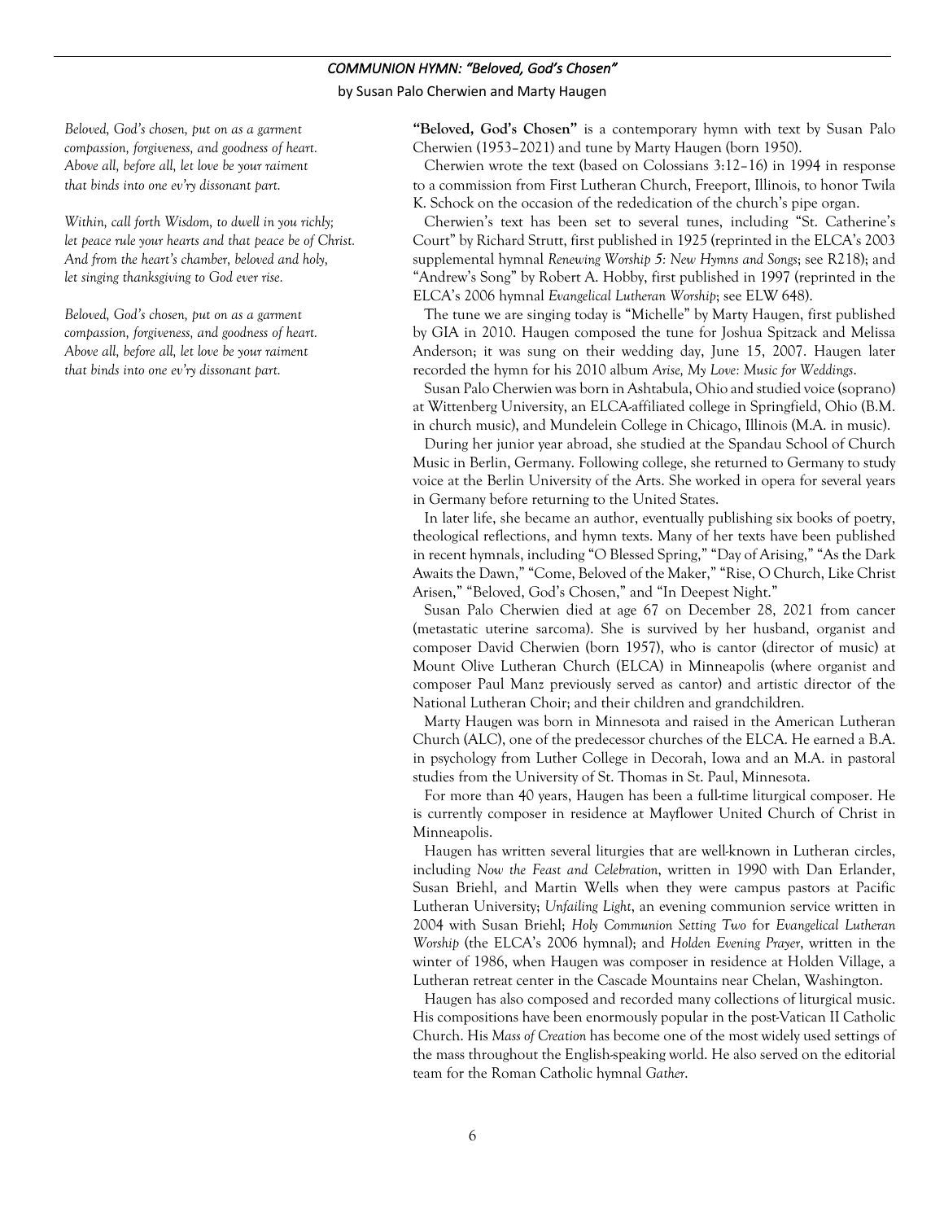## *COMMUNION HYMN: "Beloved, God's Chosen"*

by Susan Palo Cherwien and Marty Haugen

*Beloved, God's chosen, put on as a garment*
*compassion, forgiveness, and goodness of heart.*
*Above all, before all, let love be your raiment*
*that binds into one ev'ry dissonant part.*

*Within, call forth Wisdom, to dwell in you richly;*
*let peace rule your hearts and that peace be of Christ.*
*And from the heart's chamber, beloved and holy,*
*let singing thanksgiving to God ever rise.*

*Beloved, God's chosen, put on as a garment*
*compassion, forgiveness, and goodness of heart.*
*Above all, before all, let love be your raiment*
*that binds into one ev'ry dissonant part.*

**"Beloved, God's Chosen"** is a contemporary hymn with text by Susan Palo Cherwien (1953–2021) and tune by Marty Haugen (born 1950).

Cherwien wrote the text (based on Colossians 3:12–16) in 1994 in response to a commission from First Lutheran Church, Freeport, Illinois, to honor Twila K. Schock on the occasion of the rededication of the church's pipe organ.

Cherwien's text has been set to several tunes, including "St. Catherine's Court" by Richard Strutt, first published in 1925 (reprinted in the ELCA's 2003 supplemental hymnal *Renewing Worship 5: New Hymns and Songs*; see R218); and "Andrew's Song" by Robert A. Hobby, first published in 1997 (reprinted in the ELCA's 2006 hymnal *Evangelical Lutheran Worship*; see ELW 648).

The tune we are singing today is "Michelle" by Marty Haugen, first published by GIA in 2010. Haugen composed the tune for Joshua Spitzack and Melissa Anderson; it was sung on their wedding day, June 15, 2007. Haugen later recorded the hymn for his 2010 album *Arise, My Love: Music for Weddings*.

Susan Palo Cherwien was born in Ashtabula, Ohio and studied voice (soprano) at Wittenberg University, an ELCA-affiliated college in Springfield, Ohio (B.M. in church music), and Mundelein College in Chicago, Illinois (M.A. in music).

During her junior year abroad, she studied at the Spandau School of Church Music in Berlin, Germany. Following college, she returned to Germany to study voice at the Berlin University of the Arts. She worked in opera for several years in Germany before returning to the United States.

In later life, she became an author, eventually publishing six books of poetry, theological reflections, and hymn texts. Many of her texts have been published in recent hymnals, including "O Blessed Spring," "Day of Arising," "As the Dark Awaits the Dawn," "Come, Beloved of the Maker," "Rise, O Church, Like Christ Arisen," "Beloved, God's Chosen," and "In Deepest Night."

Susan Palo Cherwien died at age 67 on December 28, 2021 from cancer (metastatic uterine sarcoma). She is survived by her husband, organist and composer David Cherwien (born 1957), who is cantor (director of music) at Mount Olive Lutheran Church (ELCA) in Minneapolis (where organist and composer Paul Manz previously served as cantor) and artistic director of the National Lutheran Choir; and their children and grandchildren.

Marty Haugen was born in Minnesota and raised in the American Lutheran Church (ALC), one of the predecessor churches of the ELCA. He earned a B.A. in psychology from Luther College in Decorah, Iowa and an M.A. in pastoral studies from the University of St. Thomas in St. Paul, Minnesota.

For more than 40 years, Haugen has been a full-time liturgical composer. He is currently composer in residence at Mayflower United Church of Christ in Minneapolis.

Haugen has written several liturgies that are well-known in Lutheran circles, including *Now the Feast and Celebration*, written in 1990 with Dan Erlander, Susan Briehl, and Martin Wells when they were campus pastors at Pacific Lutheran University; *Unfailing Light*, an evening communion service written in 2004 with Susan Briehl; *Holy Communion Setting Two* for *Evangelical Lutheran Worship* (the ELCA's 2006 hymnal); and *Holden Evening Prayer*, written in the winter of 1986, when Haugen was composer in residence at Holden Village, a Lutheran retreat center in the Cascade Mountains near Chelan, Washington.

Haugen has also composed and recorded many collections of liturgical music. His compositions have been enormously popular in the post-Vatican II Catholic Church. His *Mass of Creation* has become one of the most widely used settings of the mass throughout the English-speaking world. He also served on the editorial team for the Roman Catholic hymnal *Gather*.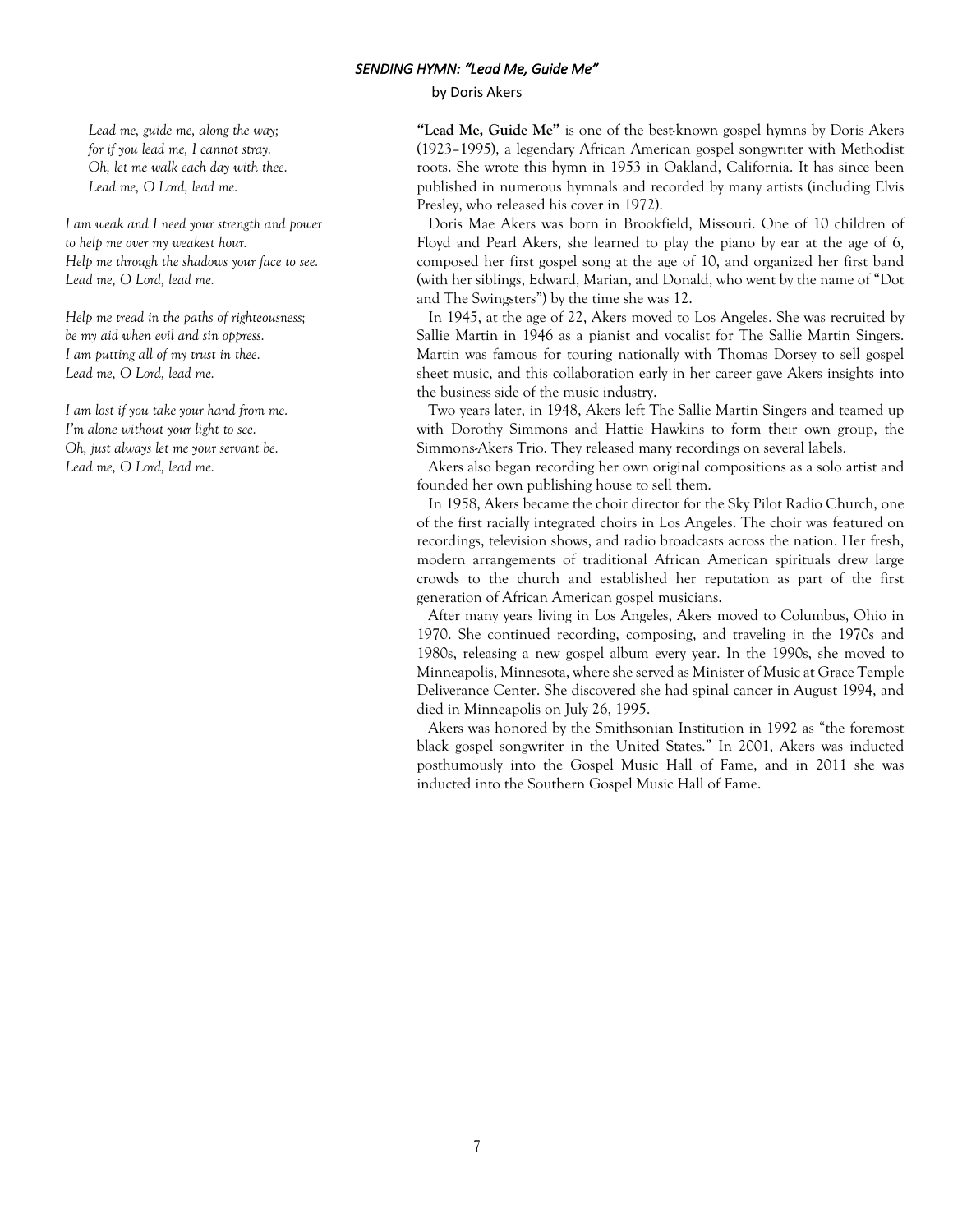## *SENDING HYMN: "Lead Me, Guide Me"*

by Doris Akers

*Lead me, guide me, along the way;*
*for if you lead me, I cannot stray.*
*Oh, let me walk each day with thee.*
*Lead me, O Lord, lead me.*

*I am weak and I need your strength and power*
*to help me over my weakest hour.*
*Help me through the shadows your face to see.*
*Lead me, O Lord, lead me.*

*Help me tread in the paths of righteousness;*
*be my aid when evil and sin oppress.*
*I am putting all of my trust in thee.*
*Lead me, O Lord, lead me.*

*I am lost if you take your hand from me.*
*I'm alone without your light to see.*
*Oh, just always let me your servant be.*
*Lead me, O Lord, lead me.*

**"Lead Me, Guide Me"** is one of the best-known gospel hymns by Doris Akers (1923–1995), a legendary African American gospel songwriter with Methodist roots. She wrote this hymn in 1953 in Oakland, California. It has since been published in numerous hymnals and recorded by many artists (including Elvis Presley, who released his cover in 1972).

Doris Mae Akers was born in Brookfield, Missouri. One of 10 children of Floyd and Pearl Akers, she learned to play the piano by ear at the age of 6, composed her first gospel song at the age of 10, and organized her first band (with her siblings, Edward, Marian, and Donald, who went by the name of "Dot and The Swingsters") by the time she was 12.

In 1945, at the age of 22, Akers moved to Los Angeles. She was recruited by Sallie Martin in 1946 as a pianist and vocalist for The Sallie Martin Singers. Martin was famous for touring nationally with Thomas Dorsey to sell gospel sheet music, and this collaboration early in her career gave Akers insights into the business side of the music industry.

Two years later, in 1948, Akers left The Sallie Martin Singers and teamed up with Dorothy Simmons and Hattie Hawkins to form their own group, the Simmons-Akers Trio. They released many recordings on several labels.

Akers also began recording her own original compositions as a solo artist and founded her own publishing house to sell them.

In 1958, Akers became the choir director for the Sky Pilot Radio Church, one of the first racially integrated choirs in Los Angeles. The choir was featured on recordings, television shows, and radio broadcasts across the nation. Her fresh, modern arrangements of traditional African American spirituals drew large crowds to the church and established her reputation as part of the first generation of African American gospel musicians.

After many years living in Los Angeles, Akers moved to Columbus, Ohio in 1970. She continued recording, composing, and traveling in the 1970s and 1980s, releasing a new gospel album every year. In the 1990s, she moved to Minneapolis, Minnesota, where she served as Minister of Music at Grace Temple Deliverance Center. She discovered she had spinal cancer in August 1994, and died in Minneapolis on July 26, 1995.

Akers was honored by the Smithsonian Institution in 1992 as "the foremost black gospel songwriter in the United States." In 2001, Akers was inducted posthumously into the Gospel Music Hall of Fame, and in 2011 she was inducted into the Southern Gospel Music Hall of Fame.